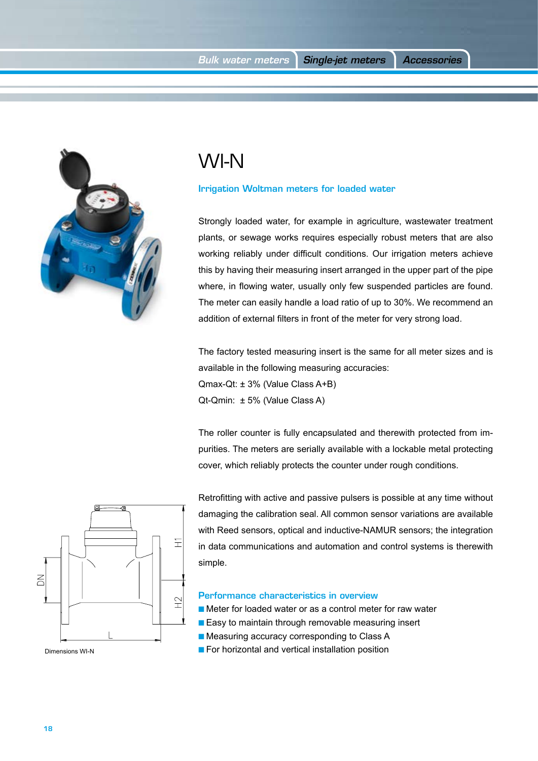# WI-N

### Irrigation Woltman meters for loaded water

Strongly loaded water, for example in agriculture, wastewater treatment plants, or sewage works requires especially robust meters that are also working reliably under difficult conditions. Our irrigation meters achieve this by having their measuring insert arranged in the upper part of the pipe where, in flowing water, usually only few suspended particles are found. The meter can easily handle a load ratio of up to 30%. We recommend an addition of external filters in front of the meter for very strong load.

The factory tested measuring insert is the same for all meter sizes and is available in the following measuring accuracies:
Qmax-Qt: ± 3% (Value Class A+B)
Qt-Qmin: ± 5% (Value Class A)

The roller counter is fully encapsulated and therewith protected from impurities. The meters are serially available with a lockable metal protecting cover, which reliably protects the counter under rough conditions.

Retrofitting with active and passive pulsers is possible at any time without damaging the calibration seal. All common sensor variations are available with Reed sensors, optical and inductive-NAMUR sensors; the integration in data communications and automation and control systems is therewith simple.

Dimensions WI-N

### Performance characteristics in overview

- Meter for loaded water or as a control meter for raw water
- Easy to maintain through removable measuring insert
- Measuring accuracy corresponding to Class A
- For horizontal and vertical installation position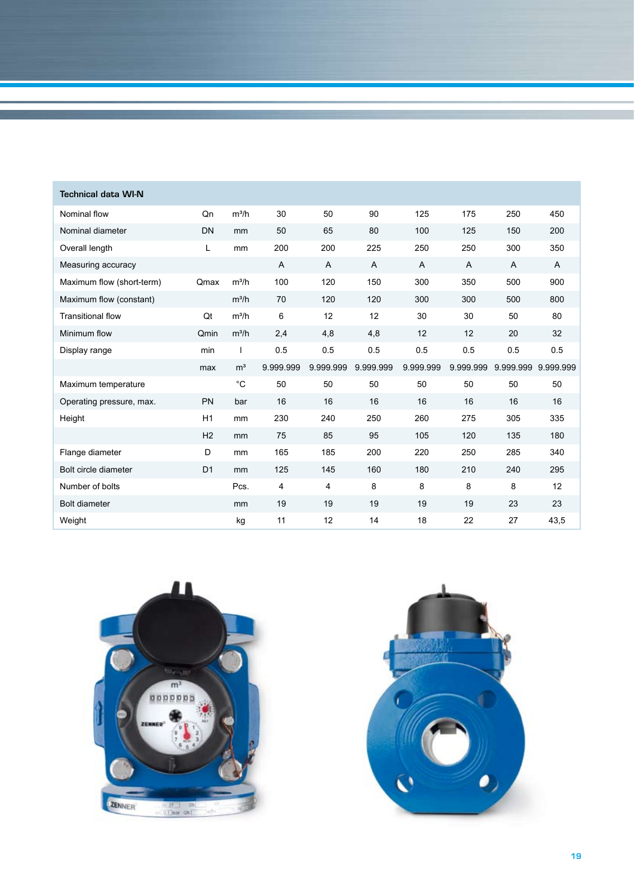| Technical data WI-N | | | | | | | | | |
|---|---|---|---|---|---|---|---|---|---|
| Nominal flow | Qn | m³/h | 30 | 50 | 90 | 125 | 175 | 250 | 450 |
| Nominal diameter | DN | mm | 50 | 65 | 80 | 100 | 125 | 150 | 200 |
| Overall length | L | mm | 200 | 200 | 225 | 250 | 250 | 300 | 350 |
| Measuring accuracy | | | A | A | A | A | A | A | A |
| Maximum flow (short-term) | Qmax | m³/h | 100 | 120 | 150 | 300 | 350 | 500 | 900 |
| Maximum flow (constant) | | m³/h | 70 | 120 | 120 | 300 | 300 | 500 | 800 |
| Transitional flow | Qt | m³/h | 6 | 12 | 12 | 30 | 30 | 50 | 80 |
| Minimum flow | Qmin | m³/h | 2,4 | 4,8 | 4,8 | 12 | 12 | 20 | 32 |
| Display range | min | l | 0.5 | 0.5 | 0.5 | 0.5 | 0.5 | 0.5 | 0.5 |
| | max | m³ | 9.999.999 | 9.999.999 | 9.999.999 | 9.999.999 | 9.999.999 | 9.999.999 | 9.999.999 |
| Maximum temperature | | °C | 50 | 50 | 50 | 50 | 50 | 50 | 50 |
| Operating pressure, max. | PN | bar | 16 | 16 | 16 | 16 | 16 | 16 | 16 |
| Height | H1 | mm | 230 | 240 | 250 | 260 | 275 | 305 | 335 |
| | H2 | mm | 75 | 85 | 95 | 105 | 120 | 135 | 180 |
| Flange diameter | D | mm | 165 | 185 | 200 | 220 | 250 | 285 | 340 |
| Bolt circle diameter | D1 | mm | 125 | 145 | 160 | 180 | 210 | 240 | 295 |
| Number of bolts | | Pcs. | 4 | 4 | 8 | 8 | 8 | 8 | 12 |
| Bolt diameter | | mm | 19 | 19 | 19 | 19 | 19 | 23 | 23 |
| Weight | | kg | 11 | 12 | 14 | 18 | 22 | 27 | 43,5 |